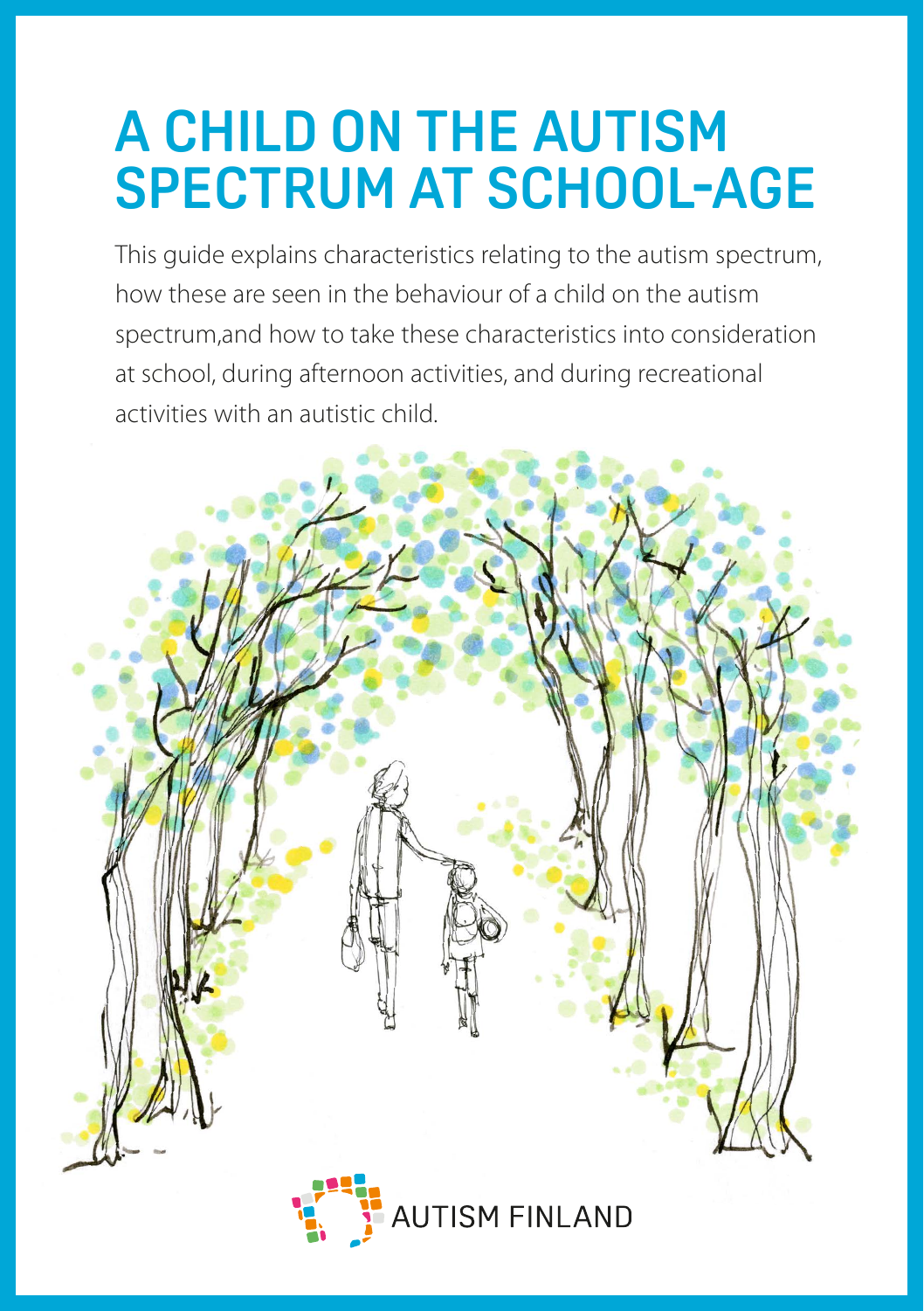# A CHILD ON THE AUTISM SPECTRUM AT SCHOOL-AGE

This guide explains characteristics relating to the autism spectrum, how these are seen in the behaviour of a child on the autism spectrum,and how to take these characteristics into consideration at school, during afternoon activities, and during recreational activities with an autistic child.

AUTISM FINLAND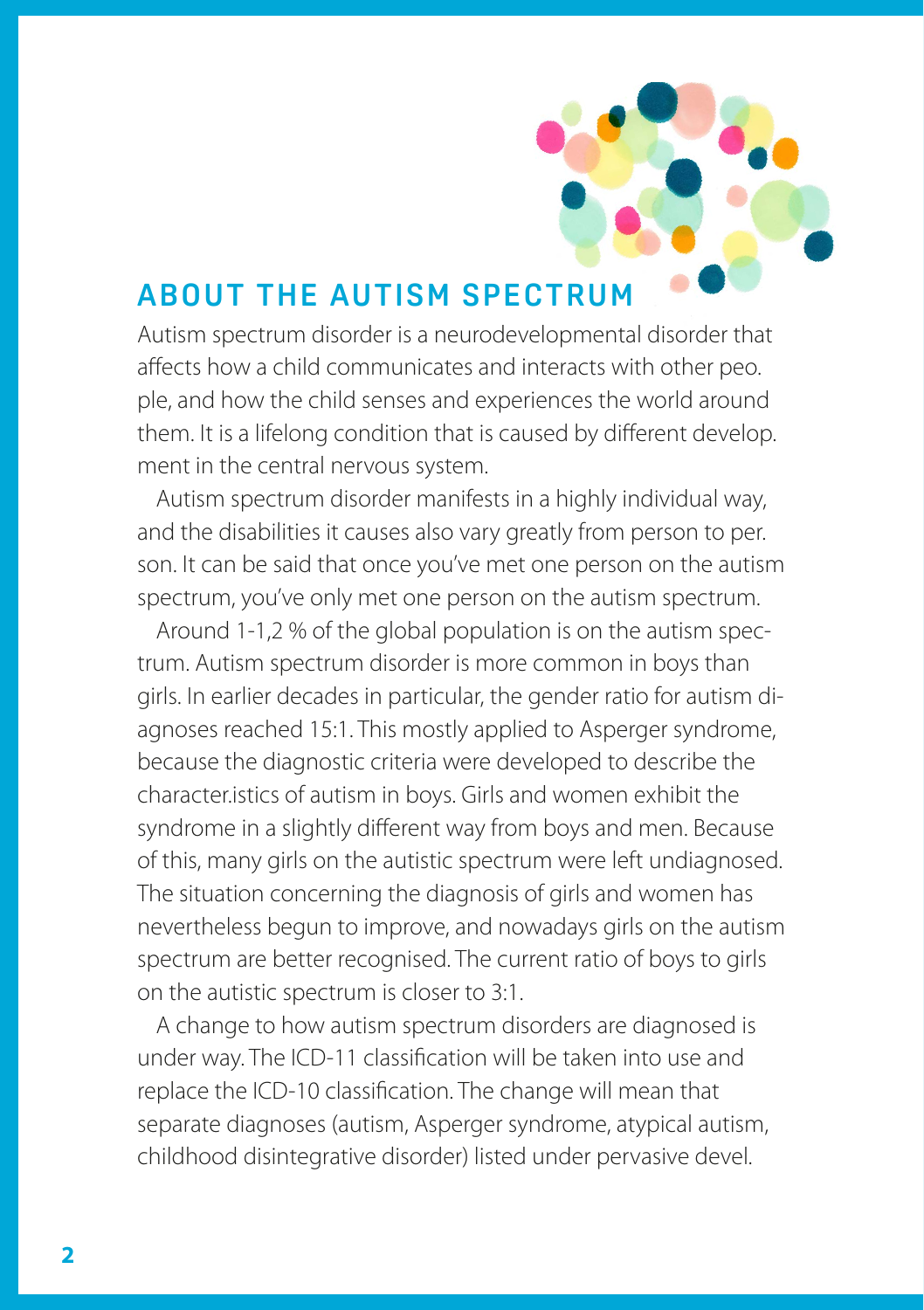## ABOUT THE AUTISM SPECTRUM

Autism spectrum disorder is a neurodevelopmental disorder that affects how a child communicates and interacts with other peo. ple, and how the child senses and experiences the world around them. It is a lifelong condition that is caused by different develop. ment in the central nervous system.

Autism spectrum disorder manifests in a highly individual way, and the disabilities it causes also vary greatly from person to per. son. It can be said that once you've met one person on the autism spectrum, you've only met one person on the autism spectrum.

Around 1-1,2 % of the global population is on the autism spectrum. Autism spectrum disorder is more common in boys than girls. In earlier decades in particular, the gender ratio for autism diagnoses reached 15:1. This mostly applied to Asperger syndrome, because the diagnostic criteria were developed to describe the character.istics of autism in boys. Girls and women exhibit the syndrome in a slightly different way from boys and men. Because of this, many girls on the autistic spectrum were left undiagnosed. The situation concerning the diagnosis of girls and women has nevertheless begun to improve, and nowadays girls on the autism spectrum are better recognised. The current ratio of boys to girls on the autistic spectrum is closer to 3:1.

A change to how autism spectrum disorders are diagnosed is under way. The ICD-11 classification will be taken into use and replace the ICD-10 classification. The change will mean that separate diagnoses (autism, Asperger syndrome, atypical autism, childhood disintegrative disorder) listed under pervasive devel.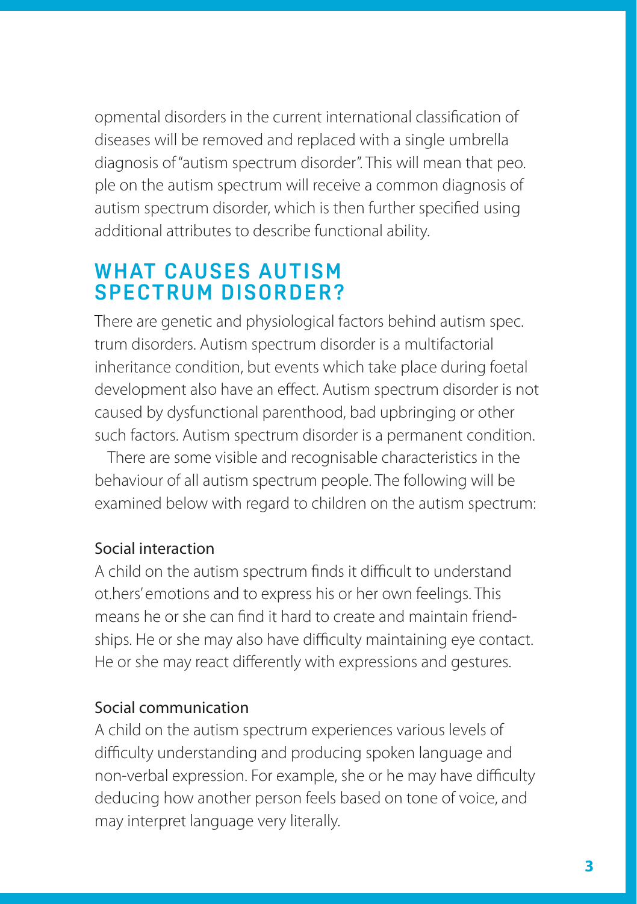opmental disorders in the current international classification of diseases will be removed and replaced with a single umbrella diagnosis of "autism spectrum disorder". This will mean that peo. ple on the autism spectrum will receive a common diagnosis of autism spectrum disorder, which is then further specified using additional attributes to describe functional ability.

## WHAT CAUSES AUTISM SPECTRUM DISORDER?

There are genetic and physiological factors behind autism spec. trum disorders. Autism spectrum disorder is a multifactorial inheritance condition, but events which take place during foetal development also have an effect. Autism spectrum disorder is not caused by dysfunctional parenthood, bad upbringing or other such factors. Autism spectrum disorder is a permanent condition.

There are some visible and recognisable characteristics in the behaviour of all autism spectrum people. The following will be examined below with regard to children on the autism spectrum:

### Social interaction

A child on the autism spectrum finds it difficult to understand ot.hers' emotions and to express his or her own feelings. This means he or she can find it hard to create and maintain friendships. He or she may also have difficulty maintaining eye contact. He or she may react differently with expressions and gestures.

### Social communication

A child on the autism spectrum experiences various levels of difficulty understanding and producing spoken language and non-verbal expression. For example, she or he may have difficulty deducing how another person feels based on tone of voice, and may interpret language very literally.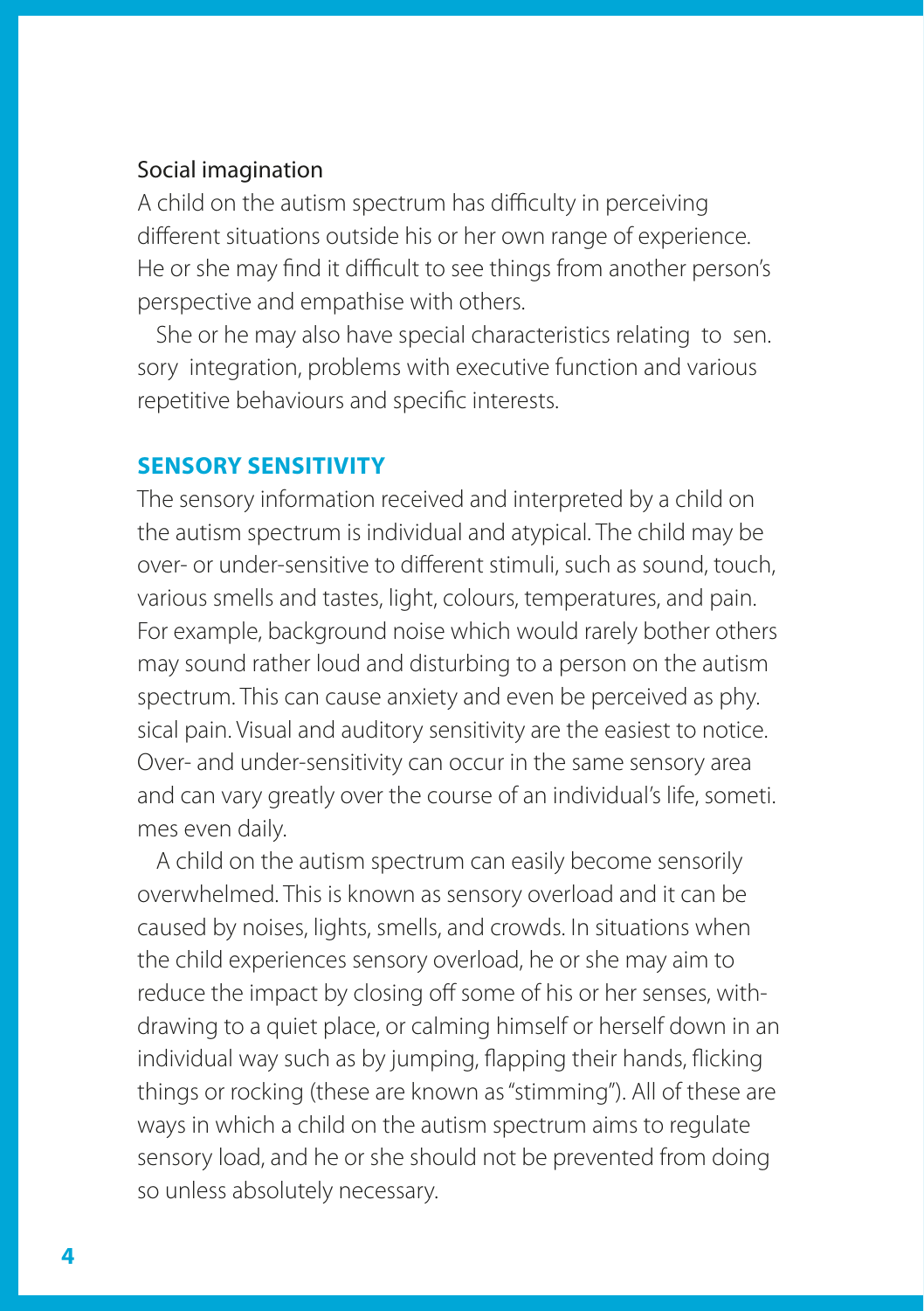Social imagination

A child on the autism spectrum has difficulty in perceiving different situations outside his or her own range of experience. He or she may find it difficult to see things from another person's perspective and empathise with others.

She or he may also have special characteristics relating to sensory integration, problems with executive function and various repetitive behaviours and specific interests.

## SENSORY SENSITIVITY

The sensory information received and interpreted by a child on the autism spectrum is individual and atypical. The child may be over- or under-sensitive to different stimuli, such as sound, touch, various smells and tastes, light, colours, temperatures, and pain. For example, background noise which would rarely bother others may sound rather loud and disturbing to a person on the autism spectrum. This can cause anxiety and even be perceived as physical pain. Visual and auditory sensitivity are the easiest to notice. Over- and under-sensitivity can occur in the same sensory area and can vary greatly over the course of an individual's life, sometimes even daily.

A child on the autism spectrum can easily become sensorily overwhelmed. This is known as sensory overload and it can be caused by noises, lights, smells, and crowds. In situations when the child experiences sensory overload, he or she may aim to reduce the impact by closing off some of his or her senses, withdrawing to a quiet place, or calming himself or herself down in an individual way such as by jumping, flapping their hands, flicking things or rocking (these are known as "stimming"). All of these are ways in which a child on the autism spectrum aims to regulate sensory load, and he or she should not be prevented from doing so unless absolutely necessary.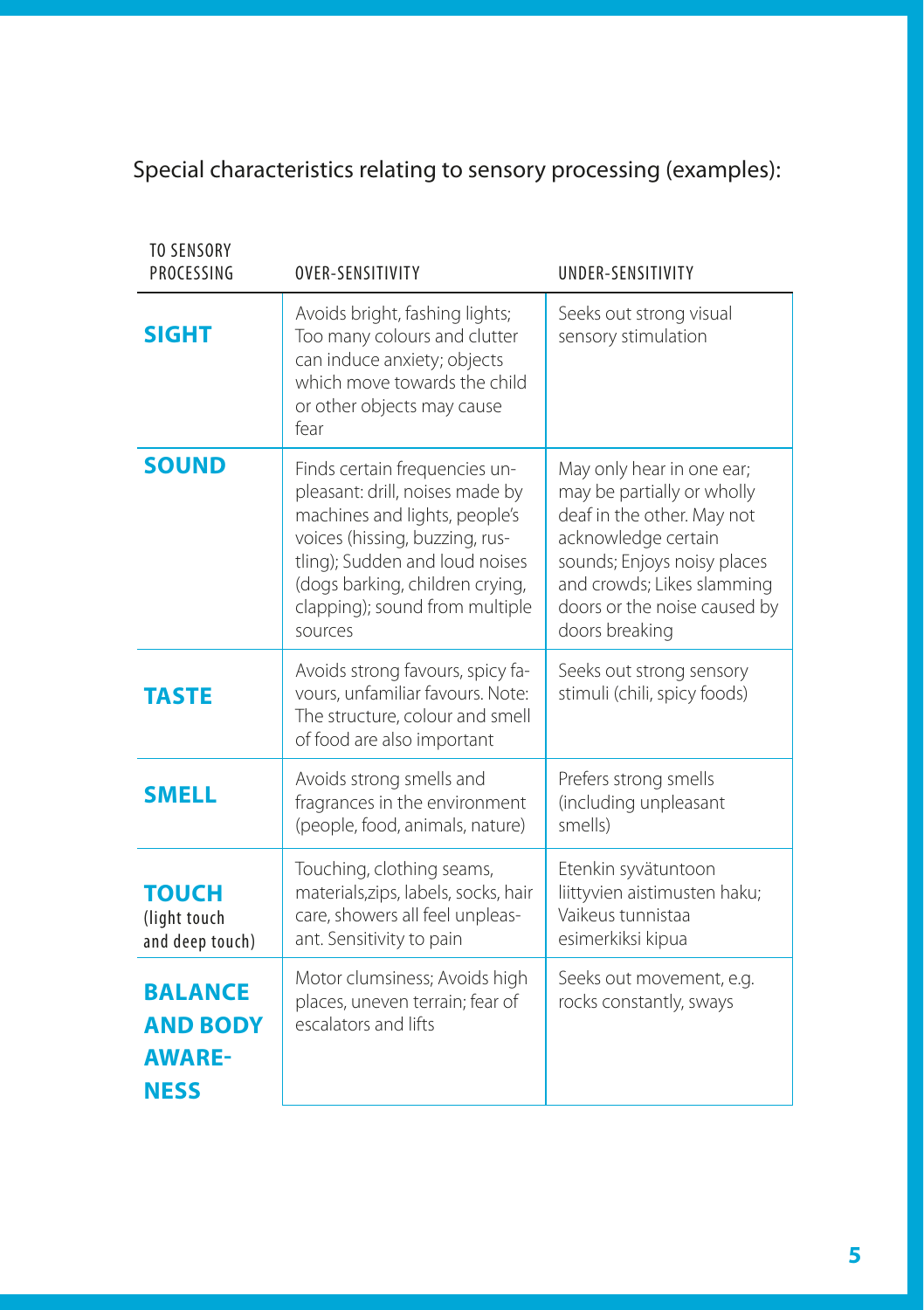Special characteristics relating to sensory processing (examples):

| TO SENSORY PROCESSING | OVER-SENSITIVITY | UNDER-SENSITIVITY |
|---|---|---|
| **SIGHT** | Avoids bright, fashing lights; Too many colours and clutter can induce anxiety; objects which move towards the child or other objects may cause fear | Seeks out strong visual sensory stimulation |
| **SOUND** | Finds certain frequencies unpleasant: drill, noises made by machines and lights, people's voices (hissing, buzzing, rustling); Sudden and loud noises (dogs barking, children crying, clapping); sound from multiple sources | May only hear in one ear; may be partially or wholly deaf in the other. May not acknowledge certain sounds; Enjoys noisy places and crowds; Likes slamming doors or the noise caused by doors breaking |
| **TASTE** | Avoids strong favours, spicy favours, unfamiliar favours. Note: The structure, colour and smell of food are also important | Seeks out strong sensory stimuli (chili, spicy foods) |
| **SMELL** | Avoids strong smells and fragrances in the environment (people, food, animals, nature) | Prefers strong smells (including unpleasant smells) |
| **TOUCH** (light touch and deep touch) | Touching, clothing seams, materials,zips, labels, socks, hair care, showers all feel unpleasant. Sensitivity to pain | Etenkin syvätuntoon liittyvien aistimusten haku; Vaikeus tunnistaa esimerkiksi kipua |
| **BALANCE AND BODY AWARENESS** | Motor clumsiness; Avoids high places, uneven terrain; fear of escalators and lifts | Seeks out movement, e.g. rocks constantly, sways |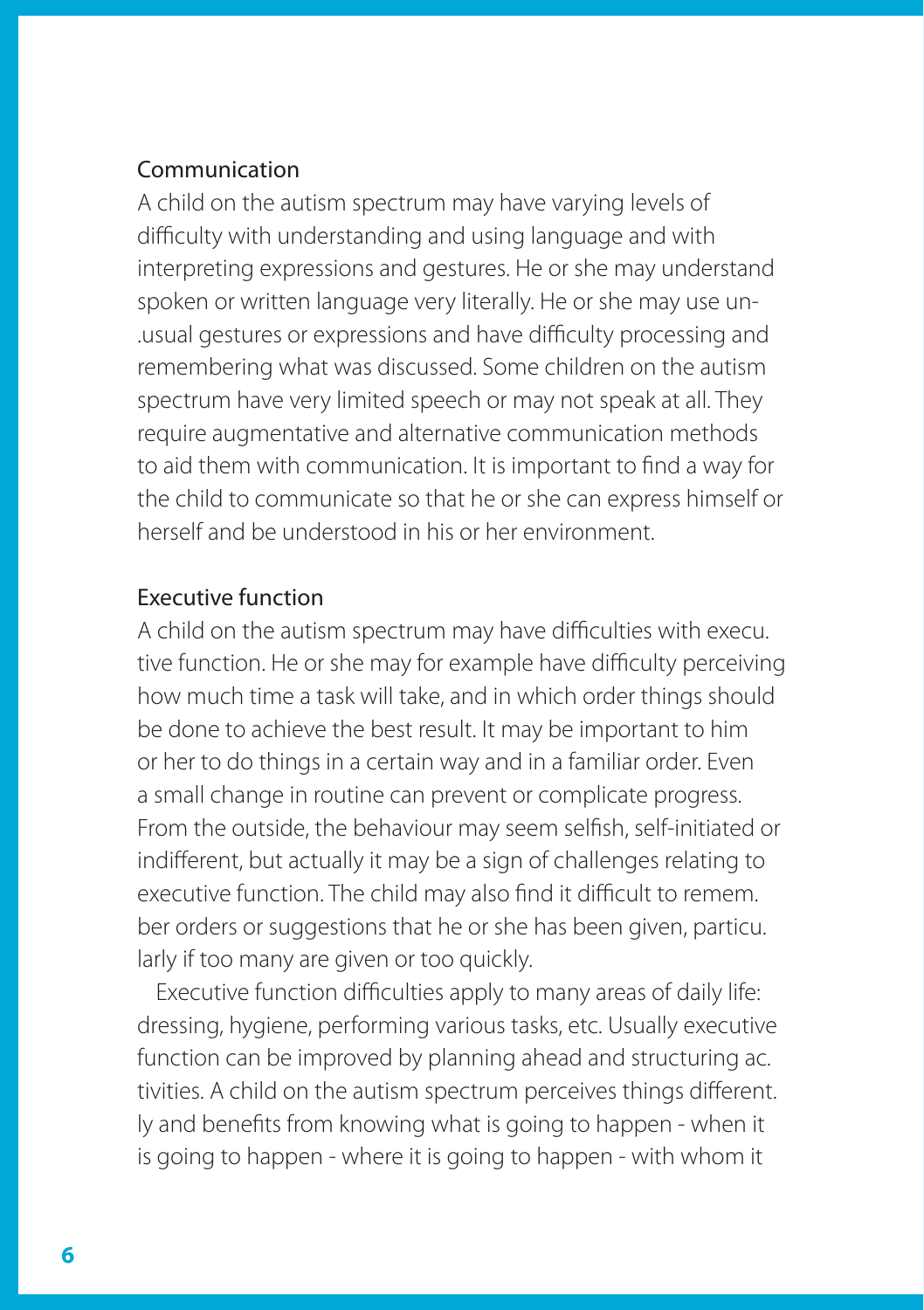## Communication

A child on the autism spectrum may have varying levels of difficulty with understanding and using language and with interpreting expressions and gestures. He or she may understand spoken or written language very literally. He or she may use unusual gestures or expressions and have difficulty processing and remembering what was discussed. Some children on the autism spectrum have very limited speech or may not speak at all. They require augmentative and alternative communication methods to aid them with communication. It is important to find a way for the child to communicate so that he or she can express himself or herself and be understood in his or her environment.

## Executive function

A child on the autism spectrum may have difficulties with executive function. He or she may for example have difficulty perceiving how much time a task will take, and in which order things should be done to achieve the best result. It may be important to him or her to do things in a certain way and in a familiar order. Even a small change in routine can prevent or complicate progress. From the outside, the behaviour may seem selfish, self-initiated or indifferent, but actually it may be a sign of challenges relating to executive function. The child may also find it difficult to remember orders or suggestions that he or she has been given, particularly if too many are given or too quickly.

Executive function difficulties apply to many areas of daily life: dressing, hygiene, performing various tasks, etc. Usually executive function can be improved by planning ahead and structuring activities. A child on the autism spectrum perceives things differently and benefits from knowing what is going to happen - when it is going to happen - where it is going to happen - with whom it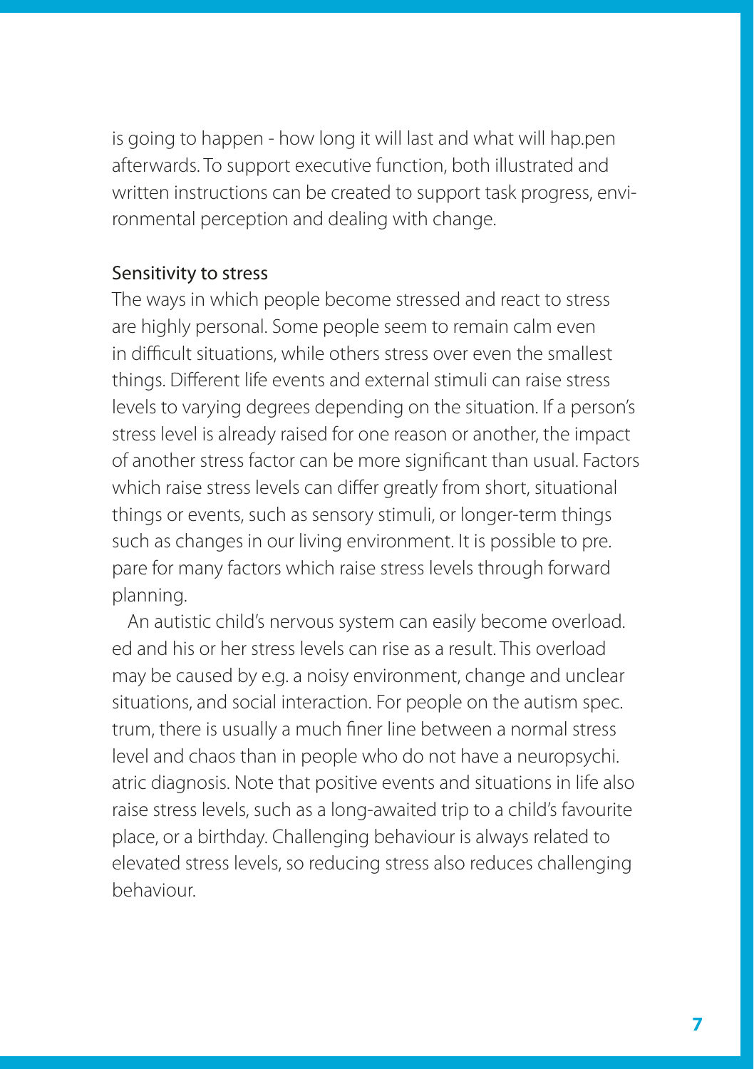is going to happen - how long it will last and what will hap.pen afterwards. To support executive function, both illustrated and written instructions can be created to support task progress, environmental perception and dealing with change.

## Sensitivity to stress

The ways in which people become stressed and react to stress are highly personal. Some people seem to remain calm even in difficult situations, while others stress over even the smallest things. Different life events and external stimuli can raise stress levels to varying degrees depending on the situation. If a person's stress level is already raised for one reason or another, the impact of another stress factor can be more significant than usual. Factors which raise stress levels can differ greatly from short, situational things or events, such as sensory stimuli, or longer-term things such as changes in our living environment. It is possible to pre. pare for many factors which raise stress levels through forward planning.

An autistic child's nervous system can easily become overload. ed and his or her stress levels can rise as a result. This overload may be caused by e.g. a noisy environment, change and unclear situations, and social interaction. For people on the autism spec. trum, there is usually a much finer line between a normal stress level and chaos than in people who do not have a neuropsychi. atric diagnosis. Note that positive events and situations in life also raise stress levels, such as a long-awaited trip to a child's favourite place, or a birthday. Challenging behaviour is always related to elevated stress levels, so reducing stress also reduces challenging behaviour.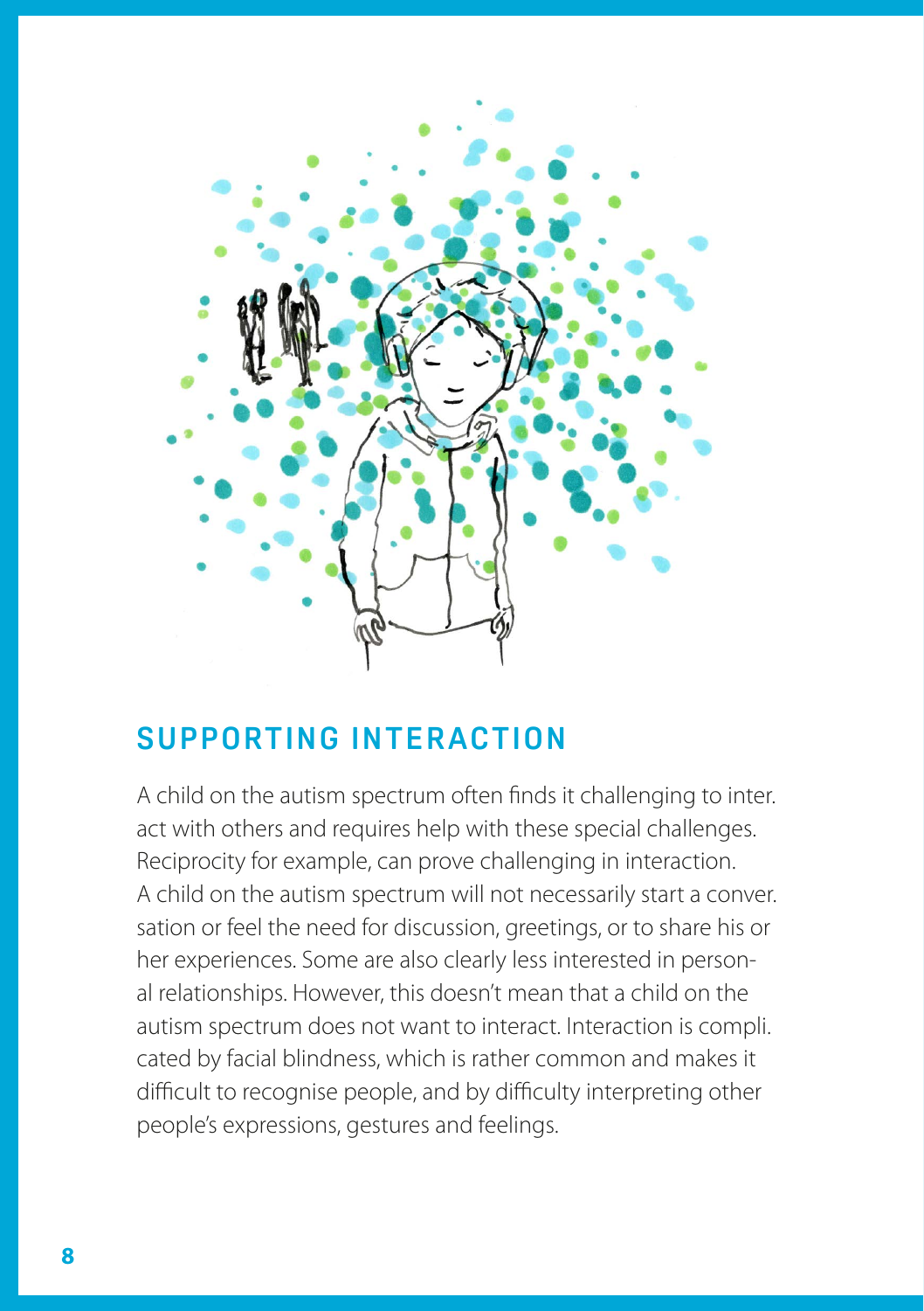## SUPPORTING INTERACTION

A child on the autism spectrum often finds it challenging to interact with others and requires help with these special challenges. Reciprocity for example, can prove challenging in interaction. A child on the autism spectrum will not necessarily start a conversation or feel the need for discussion, greetings, or to share his or her experiences. Some are also clearly less interested in personal relationships. However, this doesn't mean that a child on the autism spectrum does not want to interact. Interaction is complicated by facial blindness, which is rather common and makes it difficult to recognise people, and by difficulty interpreting other people's expressions, gestures and feelings.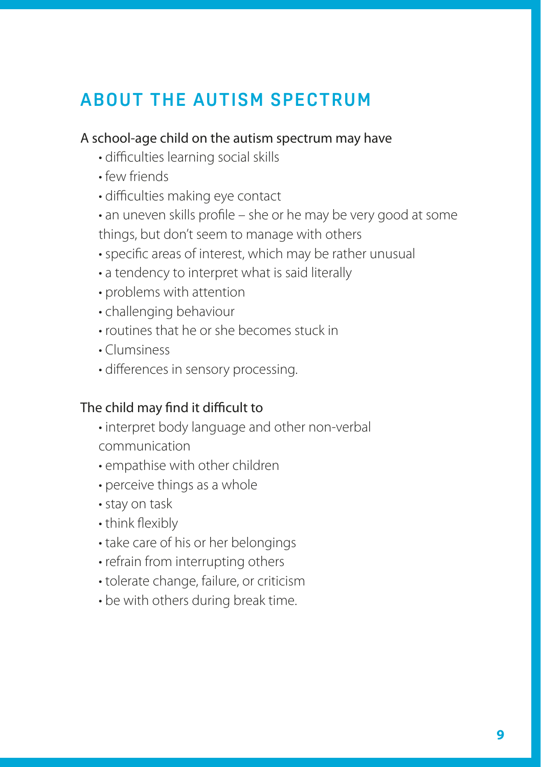# ABOUT THE AUTISM SPECTRUM

A school-age child on the autism spectrum may have

- difficulties learning social skills
- few friends
- difficulties making eye contact
- an uneven skills profile – she or he may be very good at some things, but don't seem to manage with others
- specific areas of interest, which may be rather unusual
- a tendency to interpret what is said literally
- problems with attention
- challenging behaviour
- routines that he or she becomes stuck in
- Clumsiness
- differences in sensory processing.

The child may find it difficult to

- interpret body language and other non-verbal communication
- empathise with other children
- perceive things as a whole
- stay on task
- think flexibly
- take care of his or her belongings
- refrain from interrupting others
- tolerate change, failure, or criticism
- be with others during break time.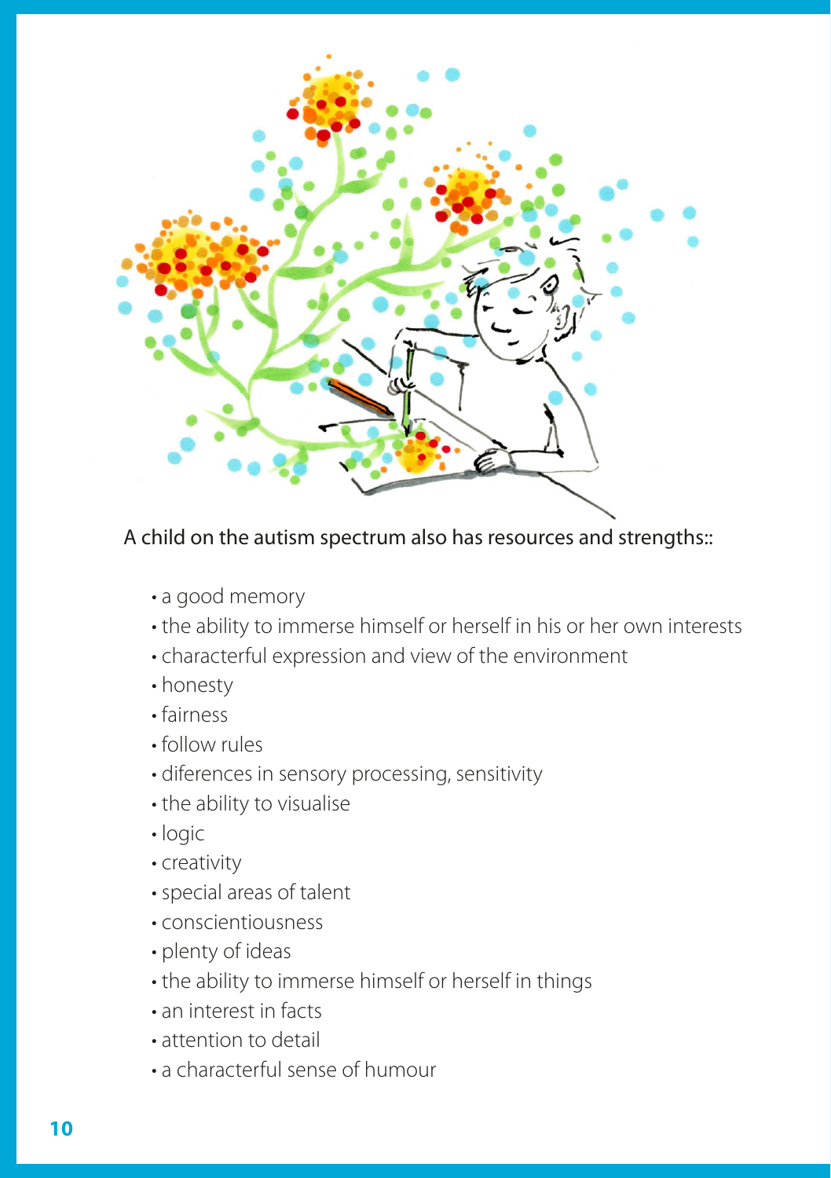A child on the autism spectrum also has resources and strengths::

- a good memory
- the ability to immerse himself or herself in his or her own interests
- characterful expression and view of the environment
- honesty
- fairness
- follow rules
- diferences in sensory processing, sensitivity
- the ability to visualise
- logic
- creativity
- special areas of talent
- conscientiousness
- plenty of ideas
- the ability to immerse himself or herself in things
- an interest in facts
- attention to detail
- a characterful sense of humour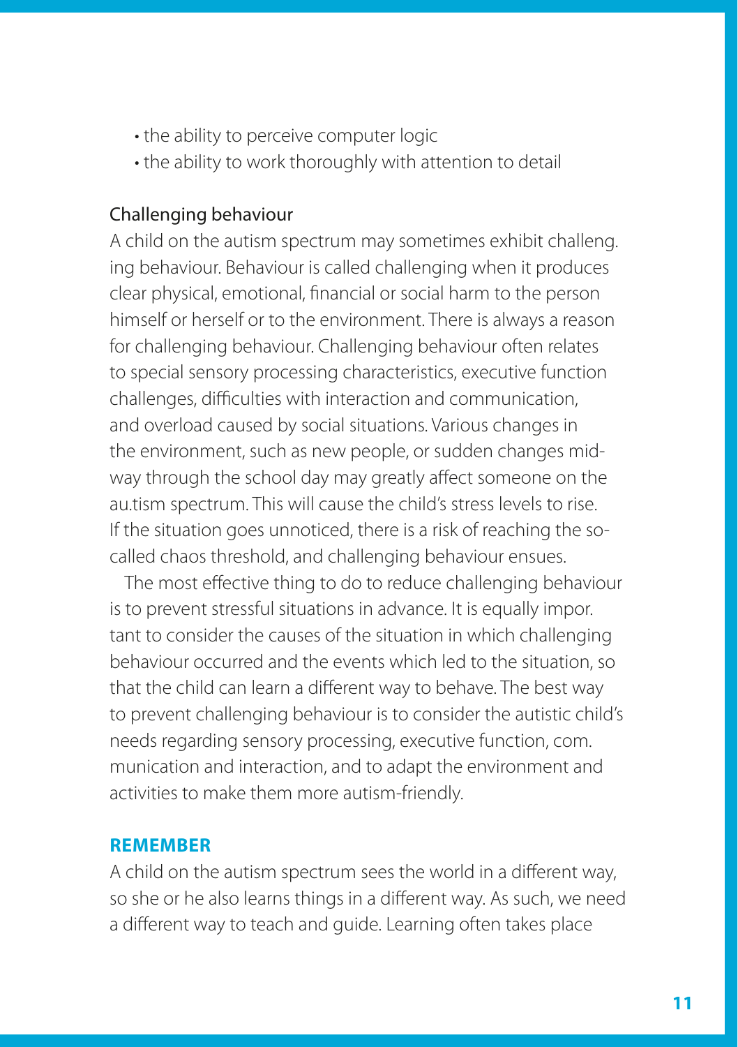- the ability to perceive computer logic
- the ability to work thoroughly with attention to detail

### Challenging behaviour

A child on the autism spectrum may sometimes exhibit challeng. ing behaviour. Behaviour is called challenging when it produces clear physical, emotional, financial or social harm to the person himself or herself or to the environment. There is always a reason for challenging behaviour. Challenging behaviour often relates to special sensory processing characteristics, executive function challenges, difficulties with interaction and communication, and overload caused by social situations. Various changes in the environment, such as new people, or sudden changes mid-way through the school day may greatly affect someone on the au.tism spectrum. This will cause the child's stress levels to rise. If the situation goes unnoticed, there is a risk of reaching the so-called chaos threshold, and challenging behaviour ensues.

The most effective thing to do to reduce challenging behaviour is to prevent stressful situations in advance. It is equally impor. tant to consider the causes of the situation in which challenging behaviour occurred and the events which led to the situation, so that the child can learn a different way to behave. The best way to prevent challenging behaviour is to consider the autistic child's needs regarding sensory processing, executive function, com. munication and interaction, and to adapt the environment and activities to make them more autism-friendly.

**REMEMBER**

A child on the autism spectrum sees the world in a different way, so she or he also learns things in a different way. As such, we need a different way to teach and guide. Learning often takes place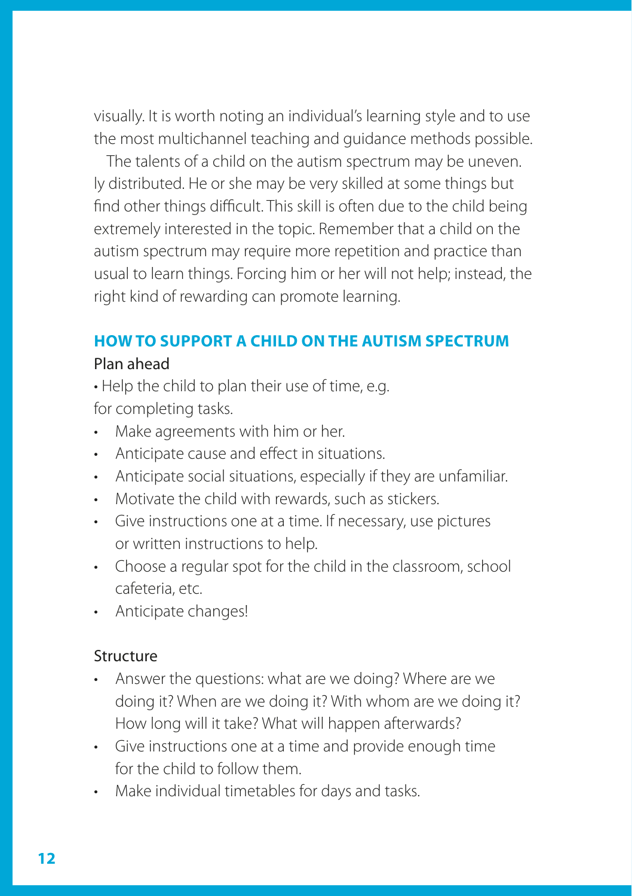visually. It is worth noting an individual's learning style and to use the most multichannel teaching and guidance methods possible.

The talents of a child on the autism spectrum may be uneven. ly distributed. He or she may be very skilled at some things but find other things difficult. This skill is often due to the child being extremely interested in the topic. Remember that a child on the autism spectrum may require more repetition and practice than usual to learn things. Forcing him or her will not help; instead, the right kind of rewarding can promote learning.

## HOW TO SUPPORT A CHILD ON THE AUTISM SPECTRUM

### Plan ahead

- Help the child to plan their use of time, e.g. for completing tasks.
- Make agreements with him or her.
- Anticipate cause and effect in situations.
- Anticipate social situations, especially if they are unfamiliar.
- Motivate the child with rewards, such as stickers.
- Give instructions one at a time. If necessary, use pictures or written instructions to help.
- Choose a regular spot for the child in the classroom, school cafeteria, etc.
- Anticipate changes!

### Structure

- Answer the questions: what are we doing? Where are we doing it? When are we doing it? With whom are we doing it? How long will it take? What will happen afterwards?
- Give instructions one at a time and provide enough time for the child to follow them.
- Make individual timetables for days and tasks.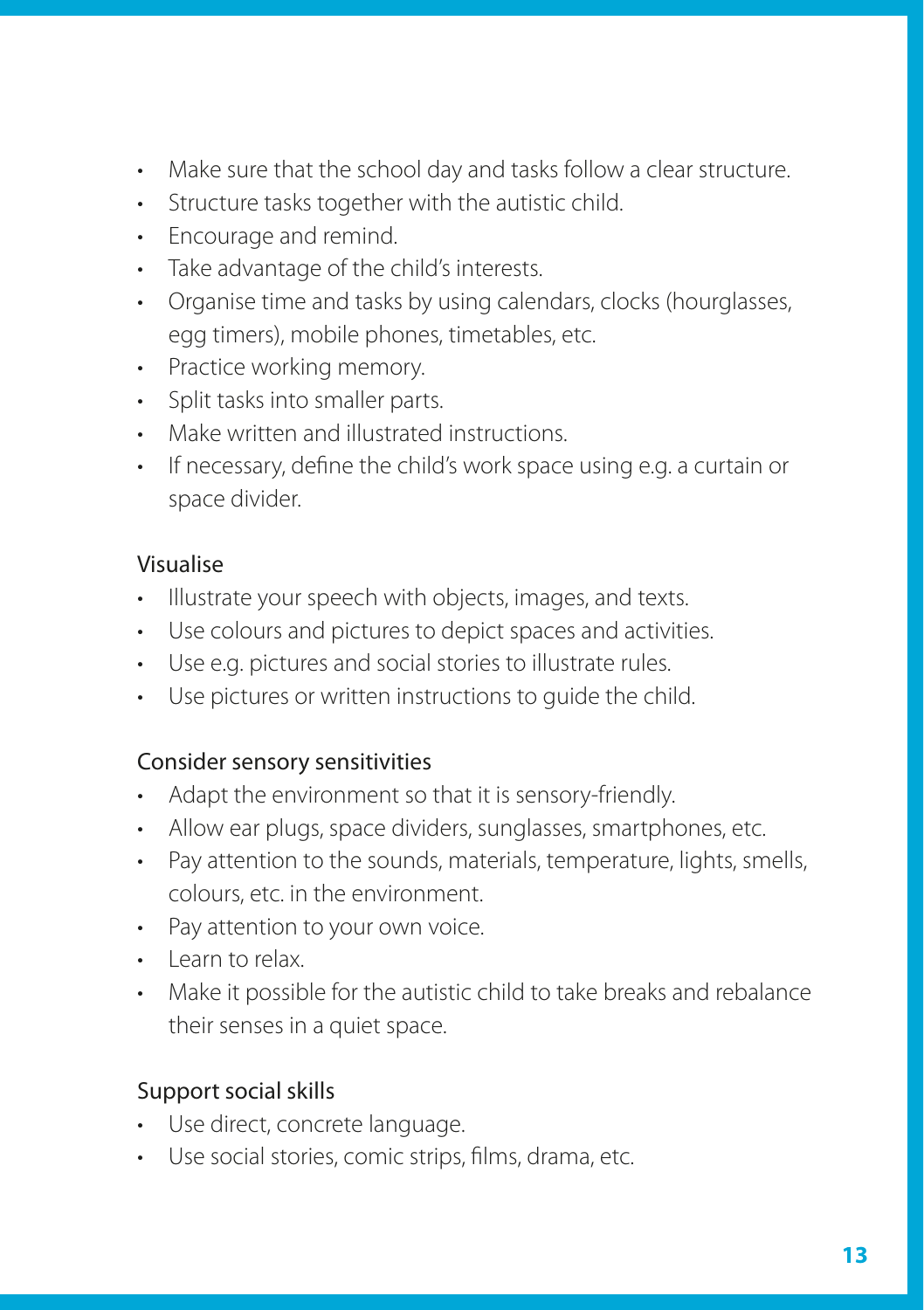- Make sure that the school day and tasks follow a clear structure.
- Structure tasks together with the autistic child.
- Encourage and remind.
- Take advantage of the child's interests.
- Organise time and tasks by using calendars, clocks (hourglasses, egg timers), mobile phones, timetables, etc.
- Practice working memory.
- Split tasks into smaller parts.
- Make written and illustrated instructions.
- If necessary, define the child's work space using e.g. a curtain or space divider.

### Visualise

- Illustrate your speech with objects, images, and texts.
- Use colours and pictures to depict spaces and activities.
- Use e.g. pictures and social stories to illustrate rules.
- Use pictures or written instructions to guide the child.

### Consider sensory sensitivities

- Adapt the environment so that it is sensory-friendly.
- Allow ear plugs, space dividers, sunglasses, smartphones, etc.
- Pay attention to the sounds, materials, temperature, lights, smells, colours, etc. in the environment.
- Pay attention to your own voice.
- Learn to relax.
- Make it possible for the autistic child to take breaks and rebalance their senses in a quiet space.

### Support social skills

- Use direct, concrete language.
- Use social stories, comic strips, films, drama, etc.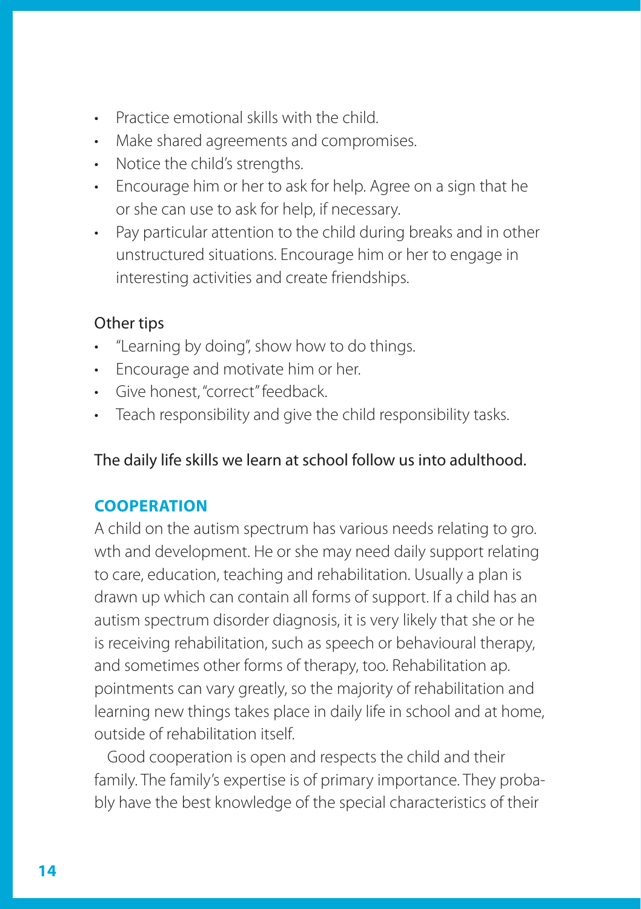- Practice emotional skills with the child.
- Make shared agreements and compromises.
- Notice the child's strengths.
- Encourage him or her to ask for help. Agree on a sign that he or she can use to ask for help, if necessary.
- Pay particular attention to the child during breaks and in other unstructured situations. Encourage him or her to engage in interesting activities and create friendships.

Other tips

- "Learning by doing", show how to do things.
- Encourage and motivate him or her.
- Give honest, "correct" feedback.
- Teach responsibility and give the child responsibility tasks.

The daily life skills we learn at school follow us into adulthood.

## COOPERATION

A child on the autism spectrum has various needs relating to gro. wth and development. He or she may need daily support relating to care, education, teaching and rehabilitation. Usually a plan is drawn up which can contain all forms of support. If a child has an autism spectrum disorder diagnosis, it is very likely that she or he is receiving rehabilitation, such as speech or behavioural therapy, and sometimes other forms of therapy, too. Rehabilitation ap. pointments can vary greatly, so the majority of rehabilitation and learning new things takes place in daily life in school and at home, outside of rehabilitation itself.

Good cooperation is open and respects the child and their family. The family's expertise is of primary importance. They probably have the best knowledge of the special characteristics of their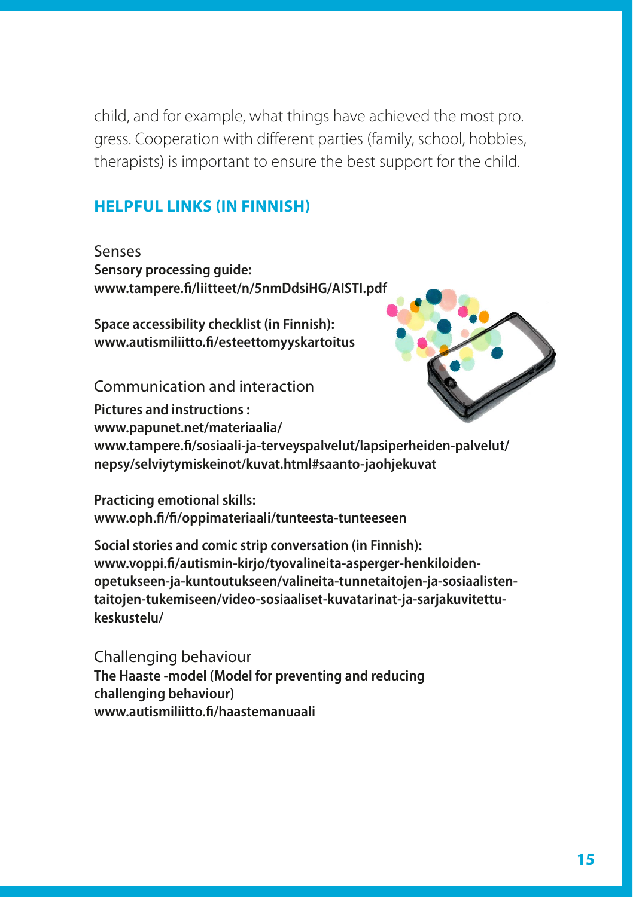child, and for example, what things have achieved the most pro. gress. Cooperation with different parties (family, school, hobbies, therapists) is important to ensure the best support for the child.

## HELPFUL LINKS (IN FINNISH)

### Senses

**Sensory processing guide:**
**www.tampere.fi/liitteet/n/5nmDdsiHG/AISTI.pdf**

**Space accessibility checklist (in Finnish):**
**www.autismiliitto.fi/esteettomyyskartoitus**

### Communication and interaction

**Pictures and instructions :**
**www.papunet.net/materiaalia/**
**www.tampere.fi/sosiaali-ja-terveyspalvelut/lapsiperheiden-palvelut/nepsy/selviytymiskeinot/kuvat.html#saanto-jaohjekuvat**

**Practicing emotional skills:**
**www.oph.fi/fi/oppimateriaali/tunteesta-tunteeseen**

**Social stories and comic strip conversation (in Finnish):**
**www.voppi.fi/autismin-kirjo/tyovalineita-asperger-henkiloiden-opetukseen-ja-kuntoutukseen/valineita-tunnetaitojen-ja-sosiaalisten-taitojen-tukemiseen/video-sosiaaliset-kuvatarinat-ja-sarjakuvitettu-keskustelu/**

### Challenging behaviour

**The Haaste -model (Model for preventing and reducing challenging behaviour)**
**www.autismiliitto.fi/haastemanuaali**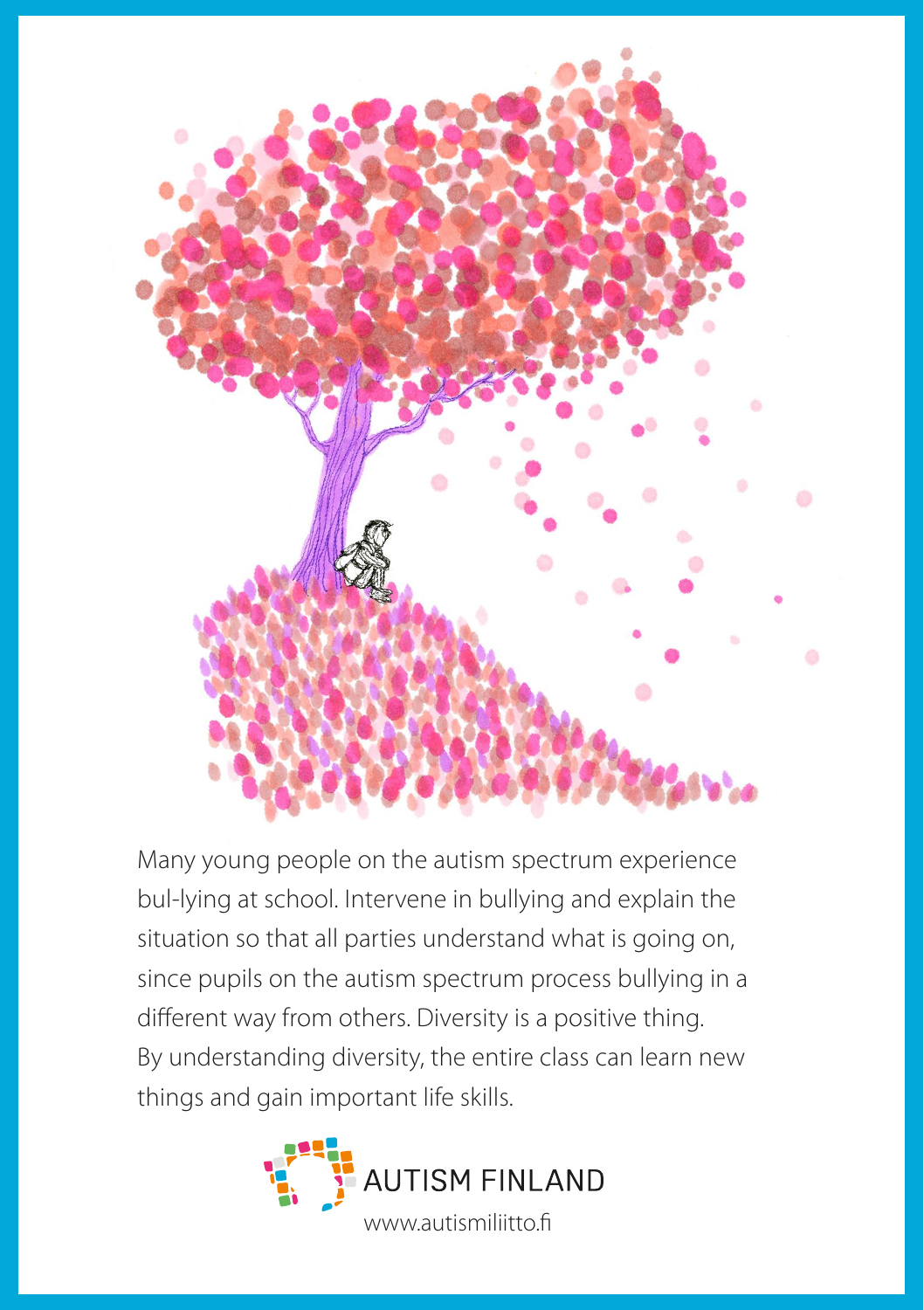Many young people on the autism spectrum experience bul-lying at school. Intervene in bullying and explain the situation so that all parties understand what is going on, since pupils on the autism spectrum process bullying in a different way from others. Diversity is a positive thing. By understanding diversity, the entire class can learn new things and gain important life skills.

AUTISM FINLAND

www.autismiliitto.fi